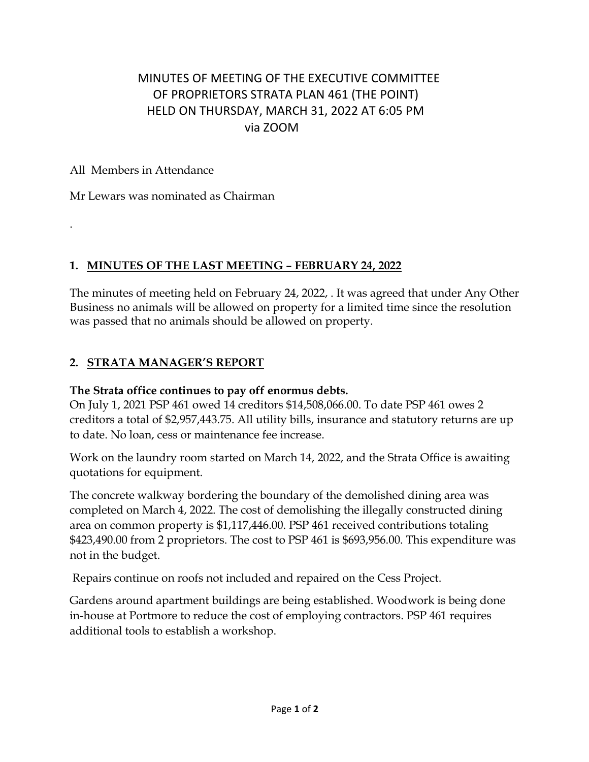# MINUTES OF MEETING OF THE EXECUTIVE COMMITTEE OF PROPRIETORS STRATA PLAN 461 (THE POINT) HELD ON THURSDAY, MARCH 31, 2022 AT 6:05 PM via ZOOM

All Members in Attendance

Mr Lewars was nominated as Chairman

.

## 1. MINUTES OF THE LAST MEETING – FEBRUARY 24, 2022

The minutes of meeting held on February 24, 2022, . It was agreed that under Any Other Business no animals will be allowed on property for a limited time since the resolution was passed that no animals should be allowed on property.

## 2. STRATA MANAGER'S REPORT

**The Strata office continues to pay off enormus debts.**
On July 1, 2021 PSP 461 owed 14 creditors $14,508,066.00. To date PSP 461 owes 2 creditors a total of $2,957,443.75. All utility bills, insurance and statutory returns are up to date. No loan, cess or maintenance fee increase.

Work on the laundry room started on March 14, 2022, and the Strata Office is awaiting quotations for equipment.

The concrete walkway bordering the boundary of the demolished dining area was completed on March 4, 2022. The cost of demolishing the illegally constructed dining area on common property is $1,117,446.00. PSP 461 received contributions totaling $423,490.00 from 2 proprietors. The cost to PSP 461 is $693,956.00. This expenditure was not in the budget.

Repairs continue on roofs not included and repaired on the Cess Project.

Gardens around apartment buildings are being established. Woodwork is being done in-house at Portmore to reduce the cost of employing contractors. PSP 461 requires additional tools to establish a workshop.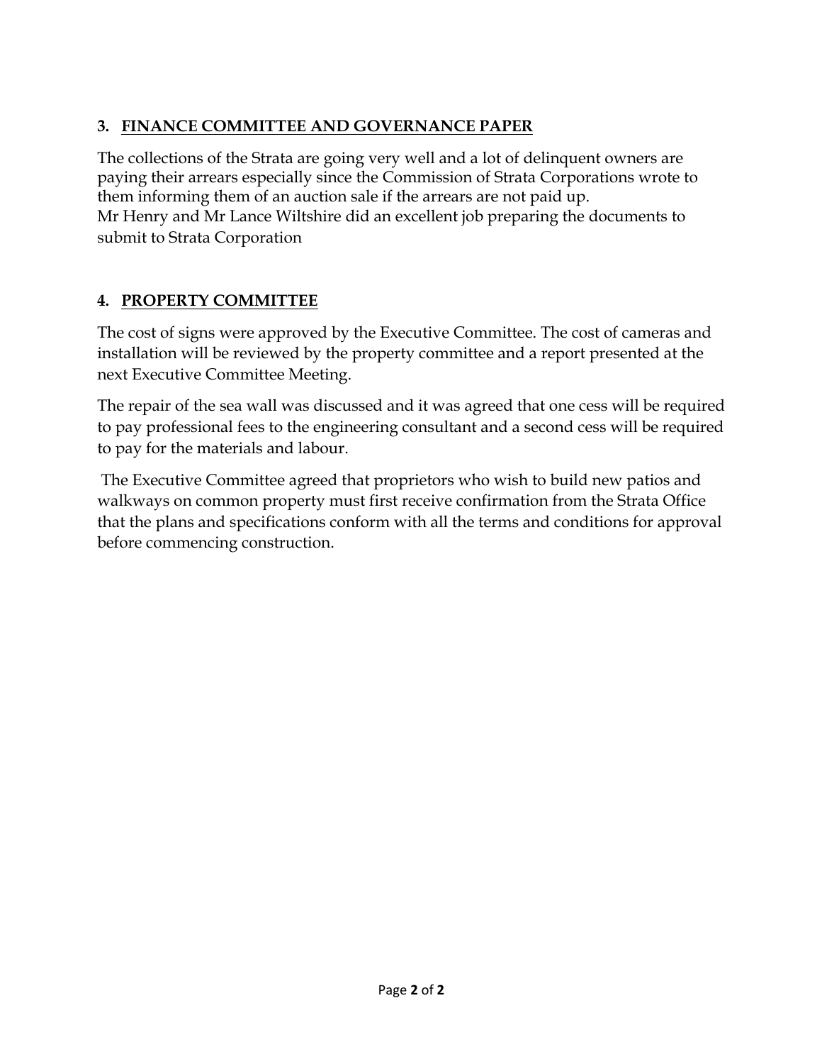## 3. FINANCE COMMITTEE AND GOVERNANCE PAPER

The collections of the Strata are going very well and a lot of delinquent owners are paying their arrears especially since the Commission of Strata Corporations wrote to them informing them of an auction sale if the arrears are not paid up.
Mr Henry and Mr Lance Wiltshire did an excellent job preparing the documents to submit to Strata Corporation

## 4. PROPERTY COMMITTEE

The cost of signs were approved by the Executive Committee. The cost of cameras and installation will be reviewed by the property committee and a report presented at the next Executive Committee Meeting.

The repair of the sea wall was discussed and it was agreed that one cess will be required to pay professional fees to the engineering consultant and a second cess will be required to pay for the materials and labour.

The Executive Committee agreed that proprietors who wish to build new patios and walkways on common property must first receive confirmation from the Strata Office that the plans and specifications conform with all the terms and conditions for approval before commencing construction.